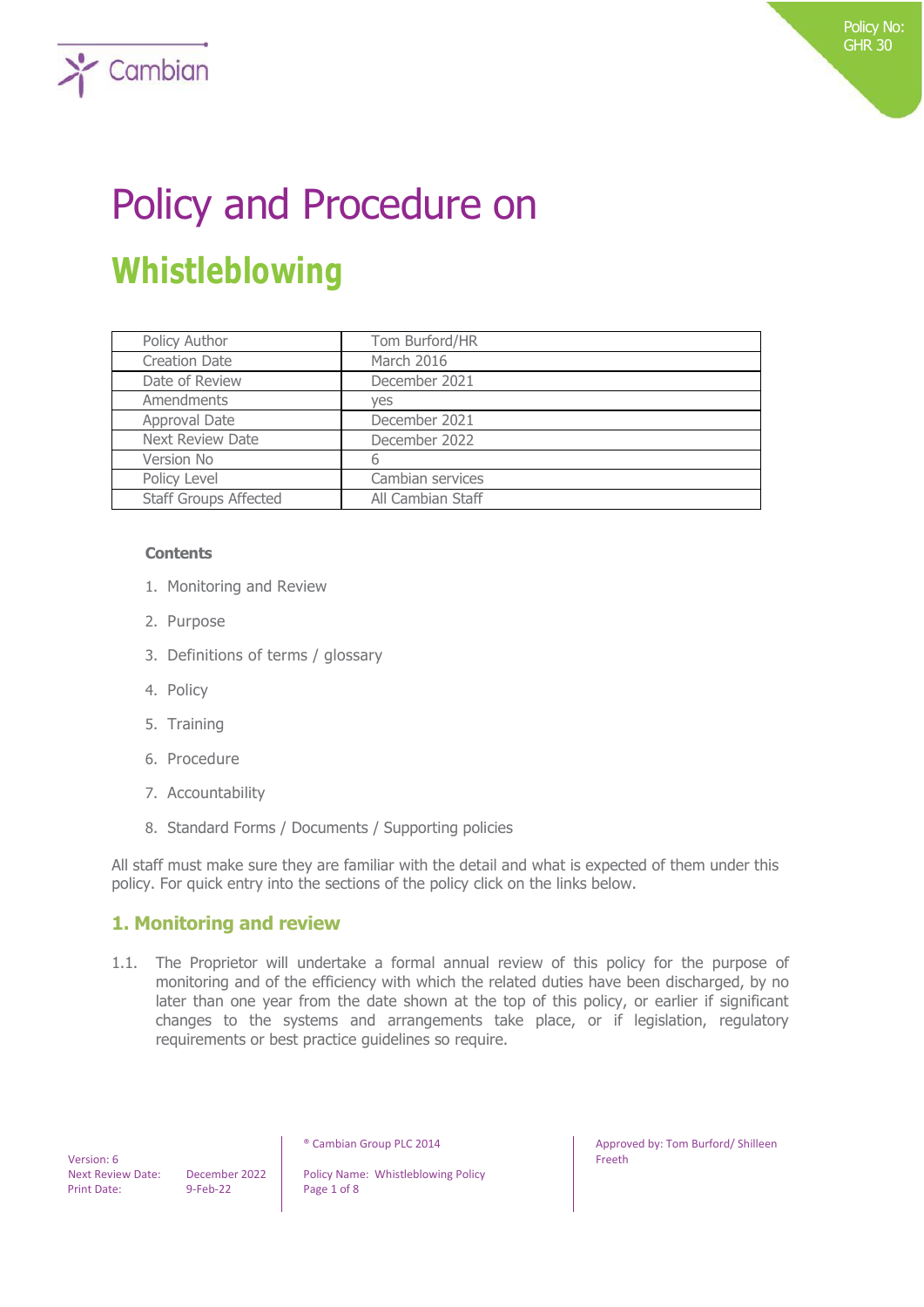Policy No: GHR 30

# Policy and Procedure on

# Whistleblowing

| Policy Author | Tom Burford/HR |
|---|---|
| Creation Date | March 2016 |
| Date of Review | December 2021 |
| Amendments | yes |
| Approval Date | December 2021 |
| Next Review Date | December 2022 |
| Version No | 6 |
| Policy Level | Cambian services |
| Staff Groups Affected | All Cambian Staff |

**Contents**

1. Monitoring and Review
2. Purpose
3. Definitions of terms / glossary
4. Policy
5. Training
6. Procedure
7. Accountability
8. Standard Forms / Documents / Supporting policies

All staff must make sure they are familiar with the detail and what is expected of them under this policy. For quick entry into the sections of the policy click on the links below.

## 1. Monitoring and review

1.1. The Proprietor will undertake a formal annual review of this policy for the purpose of monitoring and of the efficiency with which the related duties have been discharged, by no later than one year from the date shown at the top of this policy, or earlier if significant changes to the systems and arrangements take place, or if legislation, regulatory requirements or best practice guidelines so require.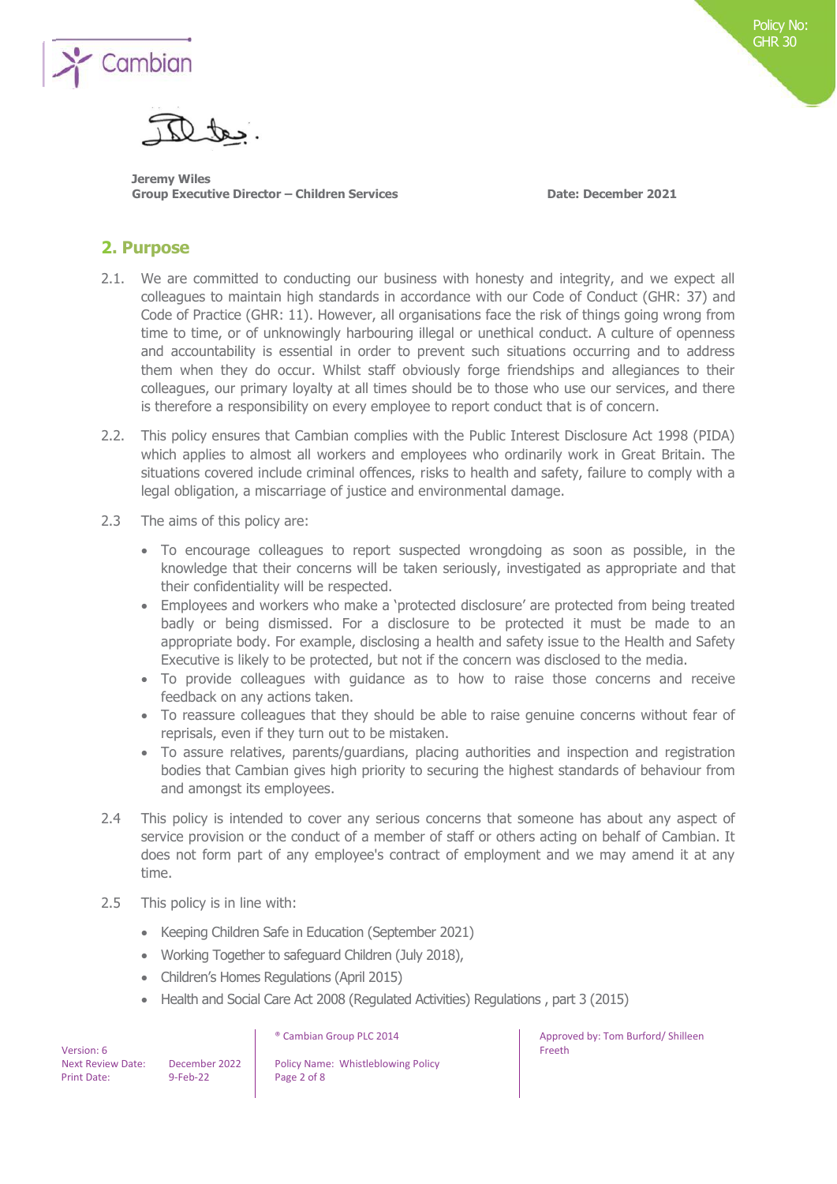Jeremy Wiles
**Group Executive Director – Children Services** **Date: December 2021**

## 2. Purpose

2.1. We are committed to conducting our business with honesty and integrity, and we expect all colleagues to maintain high standards in accordance with our Code of Conduct (GHR: 37) and Code of Practice (GHR: 11). However, all organisations face the risk of things going wrong from time to time, or of unknowingly harbouring illegal or unethical conduct. A culture of openness and accountability is essential in order to prevent such situations occurring and to address them when they do occur. Whilst staff obviously forge friendships and allegiances to their colleagues, our primary loyalty at all times should be to those who use our services, and there is therefore a responsibility on every employee to report conduct that is of concern.

2.2. This policy ensures that Cambian complies with the Public Interest Disclosure Act 1998 (PIDA) which applies to almost all workers and employees who ordinarily work in Great Britain. The situations covered include criminal offences, risks to health and safety, failure to comply with a legal obligation, a miscarriage of justice and environmental damage.

2.3 The aims of this policy are:

- To encourage colleagues to report suspected wrongdoing as soon as possible, in the knowledge that their concerns will be taken seriously, investigated as appropriate and that their confidentiality will be respected.
- Employees and workers who make a 'protected disclosure' are protected from being treated badly or being dismissed. For a disclosure to be protected it must be made to an appropriate body. For example, disclosing a health and safety issue to the Health and Safety Executive is likely to be protected, but not if the concern was disclosed to the media.
- To provide colleagues with guidance as to how to raise those concerns and receive feedback on any actions taken.
- To reassure colleagues that they should be able to raise genuine concerns without fear of reprisals, even if they turn out to be mistaken.
- To assure relatives, parents/guardians, placing authorities and inspection and registration bodies that Cambian gives high priority to securing the highest standards of behaviour from and amongst its employees.

2.4 This policy is intended to cover any serious concerns that someone has about any aspect of service provision or the conduct of a member of staff or others acting on behalf of Cambian. It does not form part of any employee's contract of employment and we may amend it at any time.

2.5 This policy is in line with:

- Keeping Children Safe in Education (September 2021)
- Working Together to safeguard Children (July 2018),
- Children's Homes Regulations (April 2015)
- Health and Social Care Act 2008 (Regulated Activities) Regulations , part 3 (2015)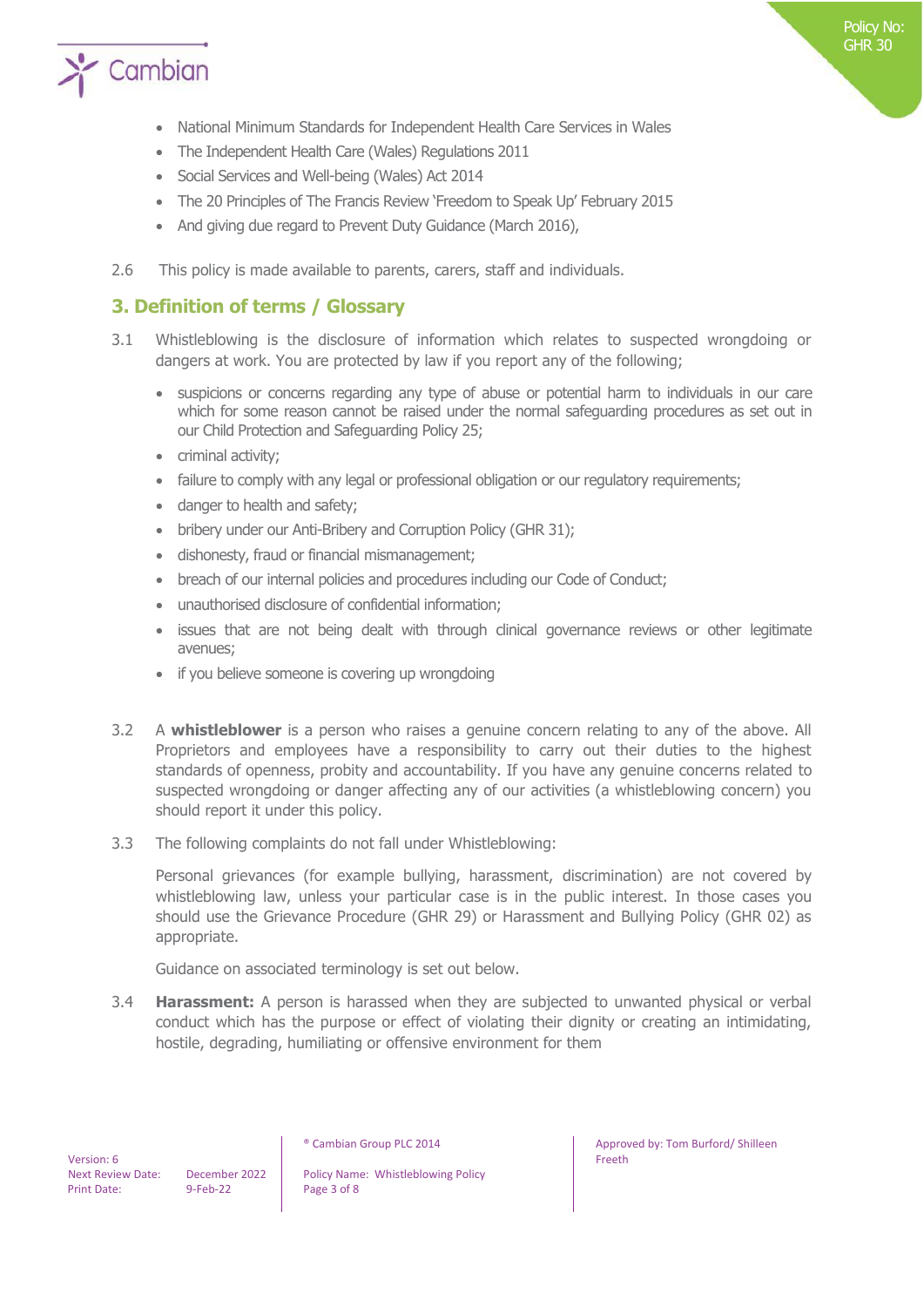- National Minimum Standards for Independent Health Care Services in Wales
- The Independent Health Care (Wales) Regulations 2011
- Social Services and Well-being (Wales) Act 2014
- The 20 Principles of The Francis Review 'Freedom to Speak Up' February 2015
- And giving due regard to Prevent Duty Guidance (March 2016),

2.6 This policy is made available to parents, carers, staff and individuals.

## 3. Definition of terms / Glossary

3.1 Whistleblowing is the disclosure of information which relates to suspected wrongdoing or dangers at work. You are protected by law if you report any of the following;

- suspicions or concerns regarding any type of abuse or potential harm to individuals in our care which for some reason cannot be raised under the normal safeguarding procedures as set out in our Child Protection and Safeguarding Policy 25;
- criminal activity;
- failure to comply with any legal or professional obligation or our regulatory requirements;
- danger to health and safety;
- bribery under our Anti-Bribery and Corruption Policy (GHR 31);
- dishonesty, fraud or financial mismanagement;
- breach of our internal policies and procedures including our Code of Conduct;
- unauthorised disclosure of confidential information;
- issues that are not being dealt with through clinical governance reviews or other legitimate avenues;
- if you believe someone is covering up wrongdoing

3.2 A **whistleblower** is a person who raises a genuine concern relating to any of the above. All Proprietors and employees have a responsibility to carry out their duties to the highest standards of openness, probity and accountability. If you have any genuine concerns related to suspected wrongdoing or danger affecting any of our activities (a whistleblowing concern) you should report it under this policy.

3.3 The following complaints do not fall under Whistleblowing:

Personal grievances (for example bullying, harassment, discrimination) are not covered by whistleblowing law, unless your particular case is in the public interest. In those cases you should use the Grievance Procedure (GHR 29) or Harassment and Bullying Policy (GHR 02) as appropriate.

Guidance on associated terminology is set out below.

3.4 **Harassment:** A person is harassed when they are subjected to unwanted physical or verbal conduct which has the purpose or effect of violating their dignity or creating an intimidating, hostile, degrading, humiliating or offensive environment for them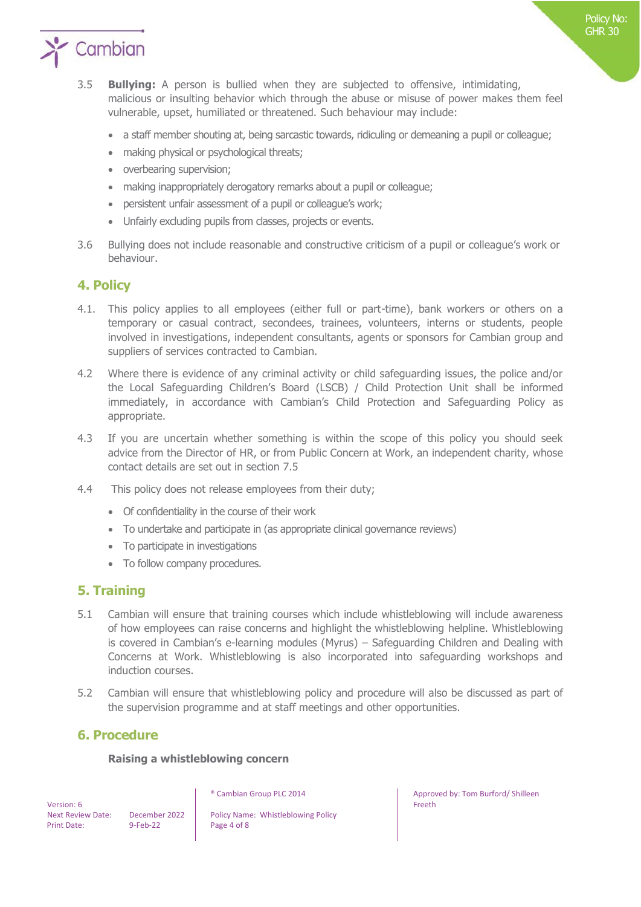3.5 **Bullying:** A person is bullied when they are subjected to offensive, intimidating, malicious or insulting behavior which through the abuse or misuse of power makes them feel vulnerable, upset, humiliated or threatened. Such behaviour may include:

- a staff member shouting at, being sarcastic towards, ridiculing or demeaning a pupil or colleague;
- making physical or psychological threats;
- overbearing supervision;
- making inappropriately derogatory remarks about a pupil or colleague;
- persistent unfair assessment of a pupil or colleague's work;
- Unfairly excluding pupils from classes, projects or events.

3.6 Bullying does not include reasonable and constructive criticism of a pupil or colleague's work or behaviour.

## 4. Policy

4.1. This policy applies to all employees (either full or part-time), bank workers or others on a temporary or casual contract, secondees, trainees, volunteers, interns or students, people involved in investigations, independent consultants, agents or sponsors for Cambian group and suppliers of services contracted to Cambian.

4.2 Where there is evidence of any criminal activity or child safeguarding issues, the police and/or the Local Safeguarding Children's Board (LSCB) / Child Protection Unit shall be informed immediately, in accordance with Cambian's Child Protection and Safeguarding Policy as appropriate.

4.3 If you are uncertain whether something is within the scope of this policy you should seek advice from the Director of HR, or from Public Concern at Work, an independent charity, whose contact details are set out in section 7.5

4.4 This policy does not release employees from their duty;

- Of confidentiality in the course of their work
- To undertake and participate in (as appropriate clinical governance reviews)
- To participate in investigations
- To follow company procedures.

## 5. Training

5.1 Cambian will ensure that training courses which include whistleblowing will include awareness of how employees can raise concerns and highlight the whistleblowing helpline. Whistleblowing is covered in Cambian's e-learning modules (Myrus) – Safeguarding Children and Dealing with Concerns at Work. Whistleblowing is also incorporated into safeguarding workshops and induction courses.

5.2 Cambian will ensure that whistleblowing policy and procedure will also be discussed as part of the supervision programme and at staff meetings and other opportunities.

## 6. Procedure

**Raising a whistleblowing concern**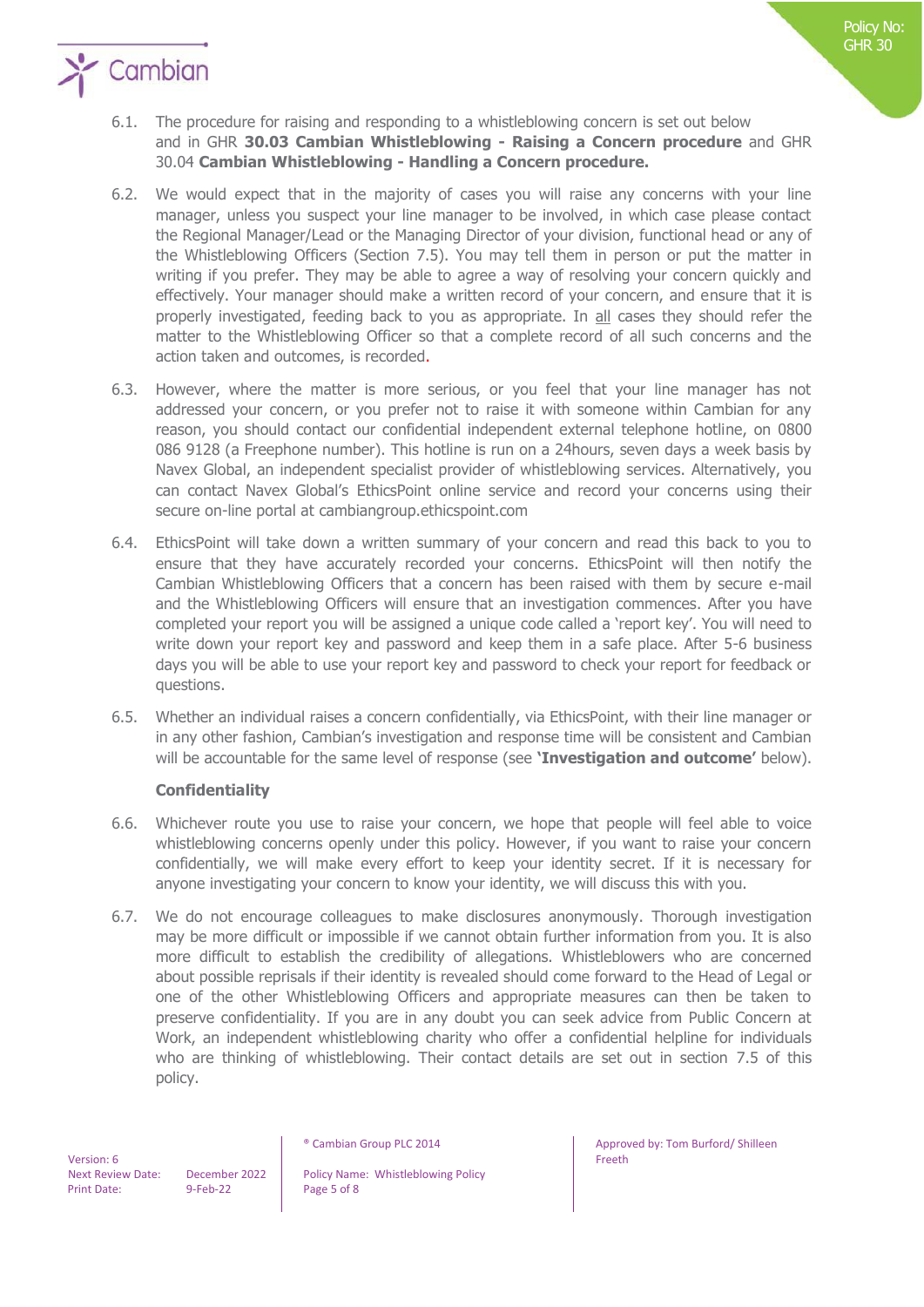6.1. The procedure for raising and responding to a whistleblowing concern is set out below and in GHR **30.03 Cambian Whistleblowing - Raising a Concern procedure** and GHR 30.04 **Cambian Whistleblowing - Handling a Concern procedure.**

6.2. We would expect that in the majority of cases you will raise any concerns with your line manager, unless you suspect your line manager to be involved, in which case please contact the Regional Manager/Lead or the Managing Director of your division, functional head or any of the Whistleblowing Officers (Section 7.5). You may tell them in person or put the matter in writing if you prefer. They may be able to agree a way of resolving your concern quickly and effectively. Your manager should make a written record of your concern, and ensure that it is properly investigated, feeding back to you as appropriate. In all cases they should refer the matter to the Whistleblowing Officer so that a complete record of all such concerns and the action taken and outcomes, is recorded.

6.3. However, where the matter is more serious, or you feel that your line manager has not addressed your concern, or you prefer not to raise it with someone within Cambian for any reason, you should contact our confidential independent external telephone hotline, on 0800 086 9128 (a Freephone number). This hotline is run on a 24hours, seven days a week basis by Navex Global, an independent specialist provider of whistleblowing services. Alternatively, you can contact Navex Global's EthicsPoint online service and record your concerns using their secure on-line portal at cambiangroup.ethicspoint.com

6.4. EthicsPoint will take down a written summary of your concern and read this back to you to ensure that they have accurately recorded your concerns. EthicsPoint will then notify the Cambian Whistleblowing Officers that a concern has been raised with them by secure e-mail and the Whistleblowing Officers will ensure that an investigation commences. After you have completed your report you will be assigned a unique code called a 'report key'. You will need to write down your report key and password and keep them in a safe place. After 5-6 business days you will be able to use your report key and password to check your report for feedback or questions.

6.5. Whether an individual raises a concern confidentially, via EthicsPoint, with their line manager or in any other fashion, Cambian's investigation and response time will be consistent and Cambian will be accountable for the same level of response (see **'Investigation and outcome'** below).

**Confidentiality**

6.6. Whichever route you use to raise your concern, we hope that people will feel able to voice whistleblowing concerns openly under this policy. However, if you want to raise your concern confidentially, we will make every effort to keep your identity secret. If it is necessary for anyone investigating your concern to know your identity, we will discuss this with you.

6.7. We do not encourage colleagues to make disclosures anonymously. Thorough investigation may be more difficult or impossible if we cannot obtain further information from you. It is also more difficult to establish the credibility of allegations. Whistleblowers who are concerned about possible reprisals if their identity is revealed should come forward to the Head of Legal or one of the other Whistleblowing Officers and appropriate measures can then be taken to preserve confidentiality. If you are in any doubt you can seek advice from Public Concern at Work, an independent whistleblowing charity who offer a confidential helpline for individuals who are thinking of whistleblowing. Their contact details are set out in section 7.5 of this policy.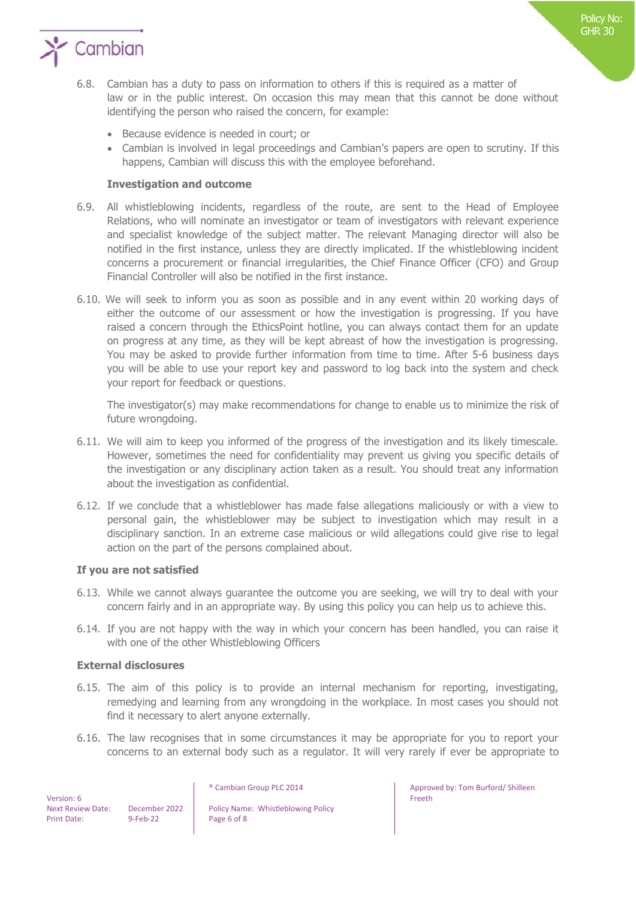6.8. Cambian has a duty to pass on information to others if this is required as a matter of law or in the public interest. On occasion this may mean that this cannot be done without identifying the person who raised the concern, for example:

- Because evidence is needed in court; or
- Cambian is involved in legal proceedings and Cambian's papers are open to scrutiny. If this happens, Cambian will discuss this with the employee beforehand.

**Investigation and outcome**

6.9. All whistleblowing incidents, regardless of the route, are sent to the Head of Employee Relations, who will nominate an investigator or team of investigators with relevant experience and specialist knowledge of the subject matter. The relevant Managing director will also be notified in the first instance, unless they are directly implicated. If the whistleblowing incident concerns a procurement or financial irregularities, the Chief Finance Officer (CFO) and Group Financial Controller will also be notified in the first instance.

6.10. We will seek to inform you as soon as possible and in any event within 20 working days of either the outcome of our assessment or how the investigation is progressing. If you have raised a concern through the EthicsPoint hotline, you can always contact them for an update on progress at any time, as they will be kept abreast of how the investigation is progressing. You may be asked to provide further information from time to time. After 5-6 business days you will be able to use your report key and password to log back into the system and check your report for feedback or questions.

The investigator(s) may make recommendations for change to enable us to minimize the risk of future wrongdoing.

6.11. We will aim to keep you informed of the progress of the investigation and its likely timescale. However, sometimes the need for confidentiality may prevent us giving you specific details of the investigation or any disciplinary action taken as a result. You should treat any information about the investigation as confidential.

6.12. If we conclude that a whistleblower has made false allegations maliciously or with a view to personal gain, the whistleblower may be subject to investigation which may result in a disciplinary sanction. In an extreme case malicious or wild allegations could give rise to legal action on the part of the persons complained about.

**If you are not satisfied**

6.13. While we cannot always guarantee the outcome you are seeking, we will try to deal with your concern fairly and in an appropriate way. By using this policy you can help us to achieve this.

6.14. If you are not happy with the way in which your concern has been handled, you can raise it with one of the other Whistleblowing Officers

**External disclosures**

6.15. The aim of this policy is to provide an internal mechanism for reporting, investigating, remedying and learning from any wrongdoing in the workplace. In most cases you should not find it necessary to alert anyone externally.

6.16. The law recognises that in some circumstances it may be appropriate for you to report your concerns to an external body such as a regulator. It will very rarely if ever be appropriate to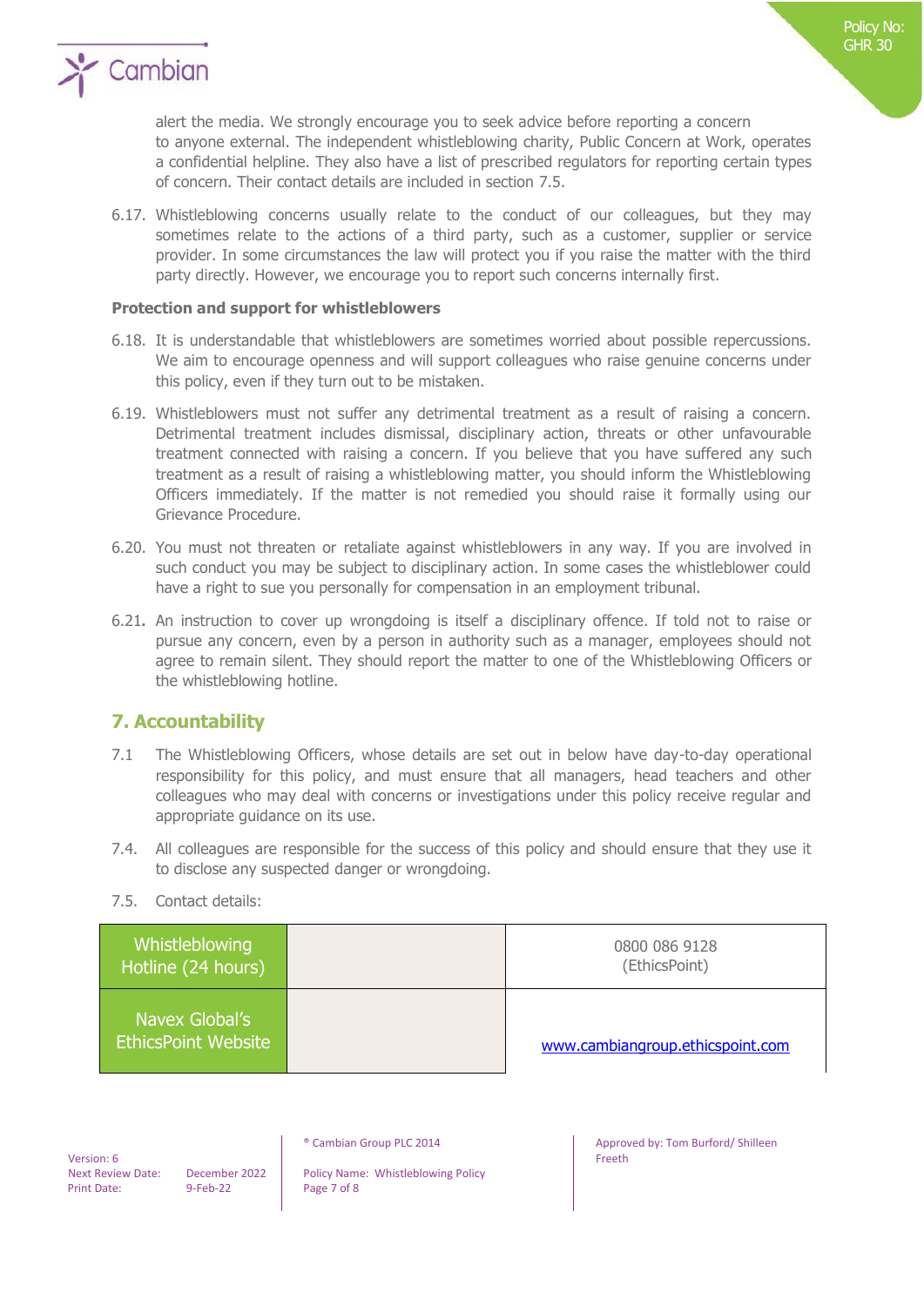alert the media. We strongly encourage you to seek advice before reporting a concern to anyone external. The independent whistleblowing charity, Public Concern at Work, operates a confidential helpline. They also have a list of prescribed regulators for reporting certain types of concern. Their contact details are included in section 7.5.

6.17. Whistleblowing concerns usually relate to the conduct of our colleagues, but they may sometimes relate to the actions of a third party, such as a customer, supplier or service provider. In some circumstances the law will protect you if you raise the matter with the third party directly. However, we encourage you to report such concerns internally first.

**Protection and support for whistleblowers**

6.18. It is understandable that whistleblowers are sometimes worried about possible repercussions. We aim to encourage openness and will support colleagues who raise genuine concerns under this policy, even if they turn out to be mistaken.

6.19. Whistleblowers must not suffer any detrimental treatment as a result of raising a concern. Detrimental treatment includes dismissal, disciplinary action, threats or other unfavourable treatment connected with raising a concern. If you believe that you have suffered any such treatment as a result of raising a whistleblowing matter, you should inform the Whistleblowing Officers immediately. If the matter is not remedied you should raise it formally using our Grievance Procedure.

6.20. You must not threaten or retaliate against whistleblowers in any way. If you are involved in such conduct you may be subject to disciplinary action. In some cases the whistleblower could have a right to sue you personally for compensation in an employment tribunal.

6.21. An instruction to cover up wrongdoing is itself a disciplinary offence. If told not to raise or pursue any concern, even by a person in authority such as a manager, employees should not agree to remain silent. They should report the matter to one of the Whistleblowing Officers or the whistleblowing hotline.

## 7. Accountability

7.1 The Whistleblowing Officers, whose details are set out in below have day-to-day operational responsibility for this policy, and must ensure that all managers, head teachers and other colleagues who may deal with concerns or investigations under this policy receive regular and appropriate guidance on its use.

7.4. All colleagues are responsible for the success of this policy and should ensure that they use it to disclose any suspected danger or wrongdoing.

7.5. Contact details:

| | | |
|---|---|---|
| Whistleblowing Hotline (24 hours) | | 0800 086 9128 (EthicsPoint) |
| Navex Global's EthicsPoint Website | | www.cambiangroup.ethicspoint.com |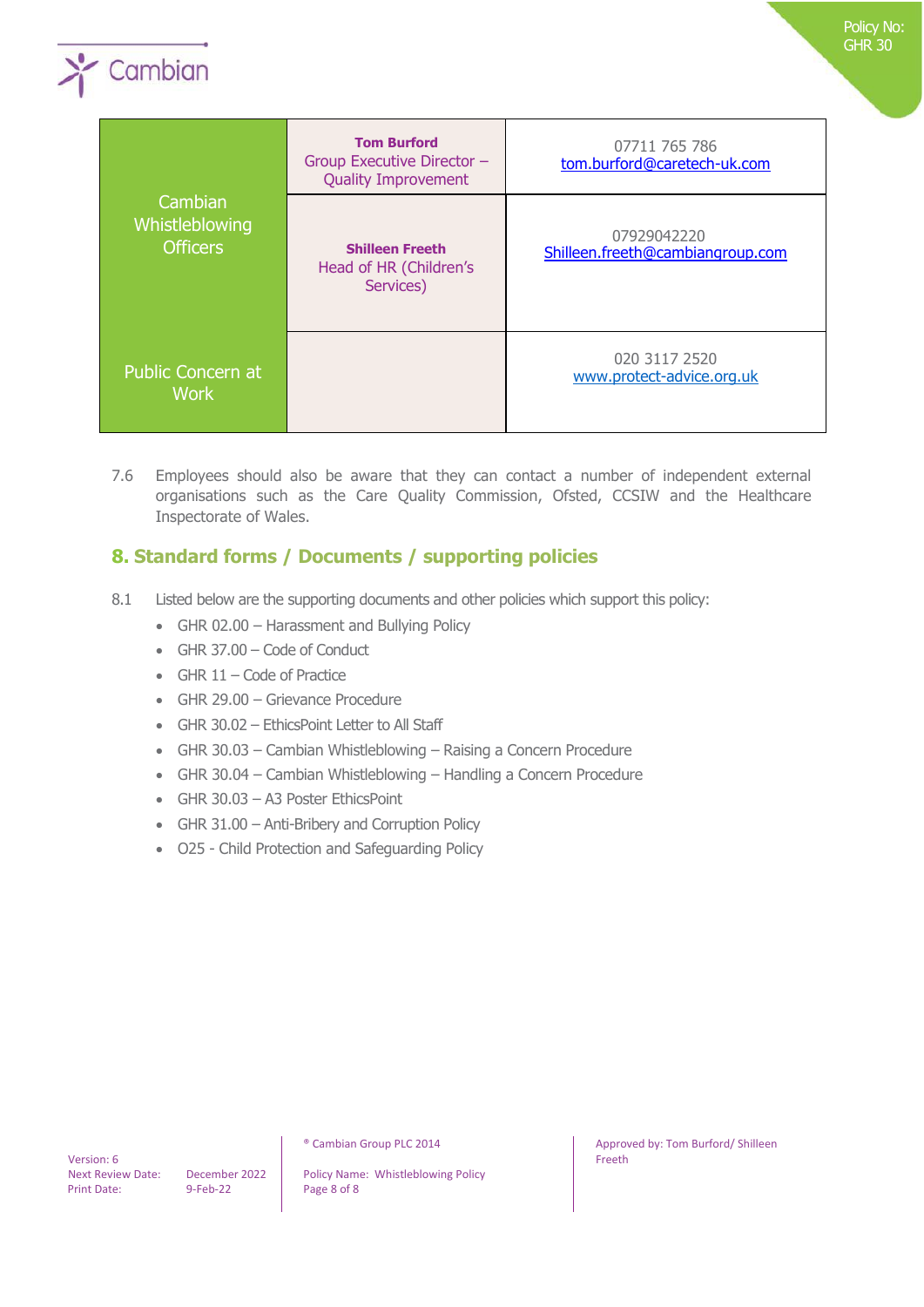| | | |
|---|---|---|
| Cambian Whistleblowing Officers | **Tom Burford**<br>Group Executive Director – Quality Improvement | 07711 765 786<br>tom.burford@caretech-uk.com |
| | **Shilleen Freeth**<br>Head of HR (Children's Services) | 07929042220<br>Shilleen.freeth@cambiangroup.com |
| Public Concern at Work | | 020 3117 2520<br>www.protect-advice.org.uk |

7.6 Employees should also be aware that they can contact a number of independent external organisations such as the Care Quality Commission, Ofsted, CCSIW and the Healthcare Inspectorate of Wales.

## 8. Standard forms / Documents / supporting policies

8.1 Listed below are the supporting documents and other policies which support this policy:

- GHR 02.00 – Harassment and Bullying Policy
- GHR 37.00 – Code of Conduct
- GHR 11 – Code of Practice
- GHR 29.00 – Grievance Procedure
- GHR 30.02 – EthicsPoint Letter to All Staff
- GHR 30.03 – Cambian Whistleblowing – Raising a Concern Procedure
- GHR 30.04 – Cambian Whistleblowing – Handling a Concern Procedure
- GHR 30.03 – A3 Poster EthicsPoint
- GHR 31.00 – Anti-Bribery and Corruption Policy
- O25 - Child Protection and Safeguarding Policy